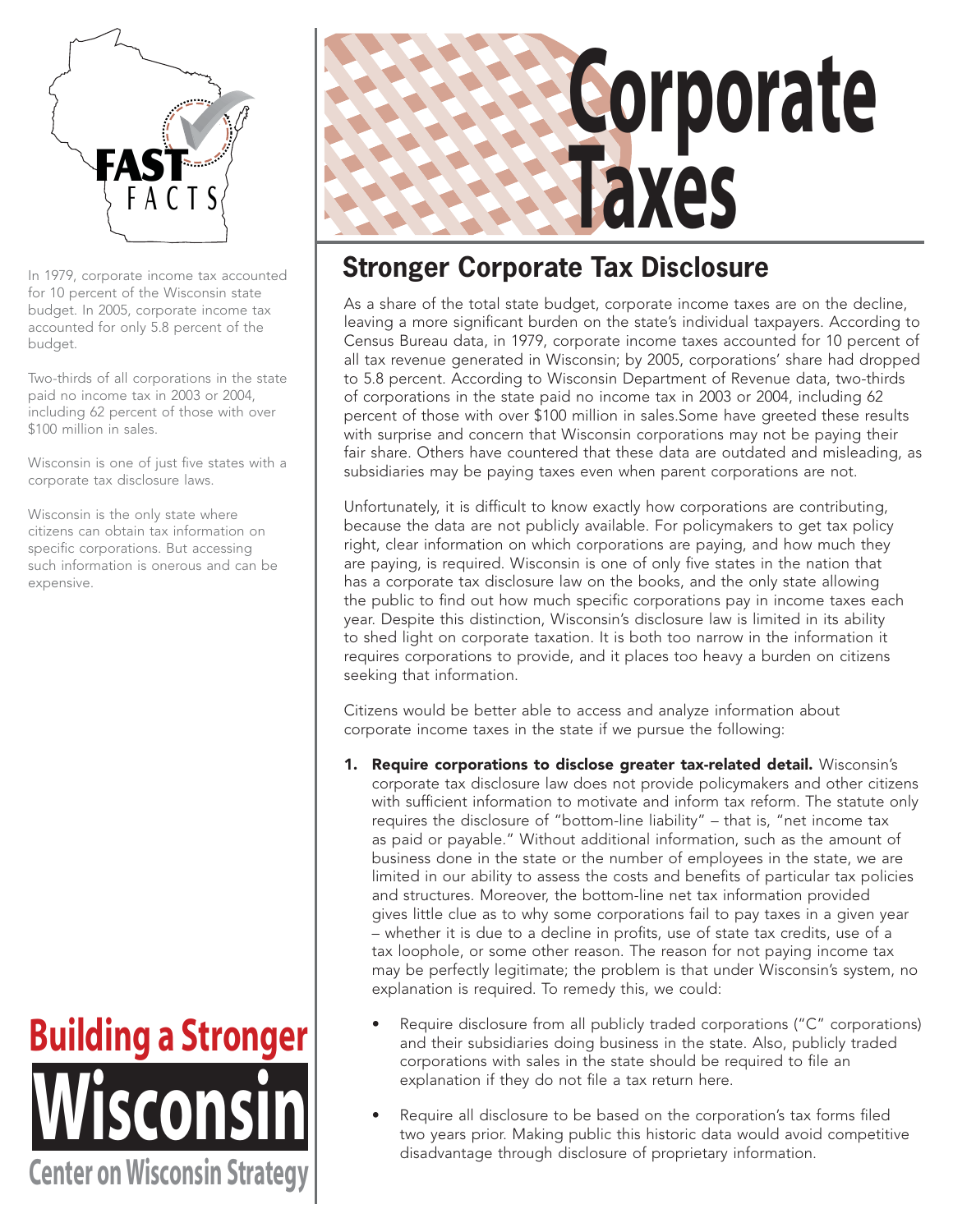# Corporate Taxes

FAST FACTS

In 1979, corporate income tax accounted for 10 percent of the Wisconsin state budget. In 2005, corporate income tax accounted for only 5.8 percent of the budget.

Two-thirds of all corporations in the state paid no income tax in 2003 or 2004, including 62 percent of those with over $100 million in sales.

Wisconsin is one of just five states with a corporate tax disclosure laws.

Wisconsin is the only state where citizens can obtain tax information on specific corporations. But accessing such information is onerous and can be expensive.

## Stronger Corporate Tax Disclosure

As a share of the total state budget, corporate income taxes are on the decline, leaving a more significant burden on the state's individual taxpayers. According to Census Bureau data, in 1979, corporate income taxes accounted for 10 percent of all tax revenue generated in Wisconsin; by 2005, corporations' share had dropped to 5.8 percent. According to Wisconsin Department of Revenue data, two-thirds of corporations in the state paid no income tax in 2003 or 2004, including 62 percent of those with over $100 million in sales.Some have greeted these results with surprise and concern that Wisconsin corporations may not be paying their fair share. Others have countered that these data are outdated and misleading, as subsidiaries may be paying taxes even when parent corporations are not.

Unfortunately, it is difficult to know exactly how corporations are contributing, because the data are not publicly available. For policymakers to get tax policy right, clear information on which corporations are paying, and how much they are paying, is required. Wisconsin is one of only five states in the nation that has a corporate tax disclosure law on the books, and the only state allowing the public to find out how much specific corporations pay in income taxes each year. Despite this distinction, Wisconsin's disclosure law is limited in its ability to shed light on corporate taxation. It is both too narrow in the information it requires corporations to provide, and it places too heavy a burden on citizens seeking that information.

Citizens would be better able to access and analyze information about corporate income taxes in the state if we pursue the following:

1. **Require corporations to disclose greater tax-related detail.** Wisconsin's corporate tax disclosure law does not provide policymakers and other citizens with sufficient information to motivate and inform tax reform. The statute only requires the disclosure of "bottom-line liability" – that is, "net income tax as paid or payable." Without additional information, such as the amount of business done in the state or the number of employees in the state, we are limited in our ability to assess the costs and benefits of particular tax policies and structures. Moreover, the bottom-line net tax information provided gives little clue as to why some corporations fail to pay taxes in a given year – whether it is due to a decline in profits, use of state tax credits, use of a tax loophole, or some other reason. The reason for not paying income tax may be perfectly legitimate; the problem is that under Wisconsin's system, no explanation is required. To remedy this, we could:

   - Require disclosure from all publicly traded corporations ("C" corporations) and their subsidiaries doing business in the state. Also, publicly traded corporations with sales in the state should be required to file an explanation if they do not file a tax return here.

   - Require all disclosure to be based on the corporation's tax forms filed two years prior. Making public this historic data would avoid competitive disadvantage through disclosure of proprietary information.

Building a Stronger Wisconsin

Center on Wisconsin Strategy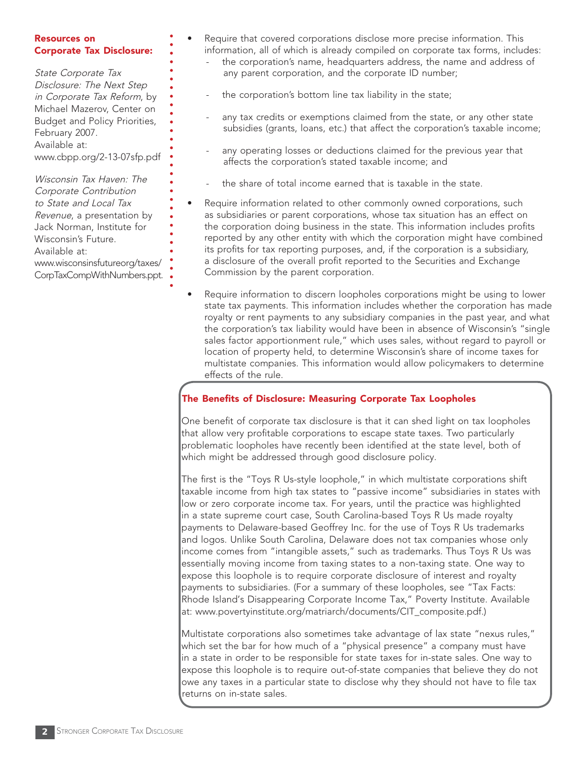**Resources on Corporate Tax Disclosure:**

*State Corporate Tax Disclosure: The Next Step in Corporate Tax Reform*, by Michael Mazerov, Center on Budget and Policy Priorities, February 2007. Available at: www.cbpp.org/2-13-07sfp.pdf

*Wisconsin Tax Haven: The Corporate Contribution to State and Local Tax Revenue*, a presentation by Jack Norman, Institute for Wisconsin's Future. Available at: www.wisconsinsfutureorg/taxes/CorpTaxCompWithNumbers.ppt.

- Require that covered corporations disclose more precise information. This information, all of which is already compiled on corporate tax forms, includes:
  - the corporation's name, headquarters address, the name and address of any parent corporation, and the corporate ID number;
  - the corporation's bottom line tax liability in the state;
  - any tax credits or exemptions claimed from the state, or any other state subsidies (grants, loans, etc.) that affect the corporation's taxable income;
  - any operating losses or deductions claimed for the previous year that affects the corporation's stated taxable income; and
  - the share of total income earned that is taxable in the state.
- Require information related to other commonly owned corporations, such as subsidiaries or parent corporations, whose tax situation has an effect on the corporation doing business in the state. This information includes profits reported by any other entity with which the corporation might have combined its profits for tax reporting purposes, and, if the corporation is a subsidiary, a disclosure of the overall profit reported to the Securities and Exchange Commission by the parent corporation.
- Require information to discern loopholes corporations might be using to lower state tax payments. This information includes whether the corporation has made royalty or rent payments to any subsidiary companies in the past year, and what the corporation's tax liability would have been in absence of Wisconsin's "single sales factor apportionment rule," which uses sales, without regard to payroll or location of property held, to determine Wisconsin's share of income taxes for multistate companies. This information would allow policymakers to determine effects of the rule.

## The Benefits of Disclosure: Measuring Corporate Tax Loopholes

One benefit of corporate tax disclosure is that it can shed light on tax loopholes that allow very profitable corporations to escape state taxes. Two particularly problematic loopholes have recently been identified at the state level, both of which might be addressed through good disclosure policy.

The first is the "Toys R Us-style loophole," in which multistate corporations shift taxable income from high tax states to "passive income" subsidiaries in states with low or zero corporate income tax. For years, until the practice was highlighted in a state supreme court case, South Carolina-based Toys R Us made royalty payments to Delaware-based Geoffrey Inc. for the use of Toys R Us trademarks and logos. Unlike South Carolina, Delaware does not tax companies whose only income comes from "intangible assets," such as trademarks. Thus Toys R Us was essentially moving income from taxing states to a non-taxing state. One way to expose this loophole is to require corporate disclosure of interest and royalty payments to subsidiaries. (For a summary of these loopholes, see "Tax Facts: Rhode Island's Disappearing Corporate Income Tax," Poverty Institute. Available at: www.povertyinstitute.org/matriarch/documents/CIT_composite.pdf.)

Multistate corporations also sometimes take advantage of lax state "nexus rules," which set the bar for how much of a "physical presence" a company must have in a state in order to be responsible for state taxes for in-state sales. One way to expose this loophole is to require out-of-state companies that believe they do not owe any taxes in a particular state to disclose why they should not have to file tax returns on in-state sales.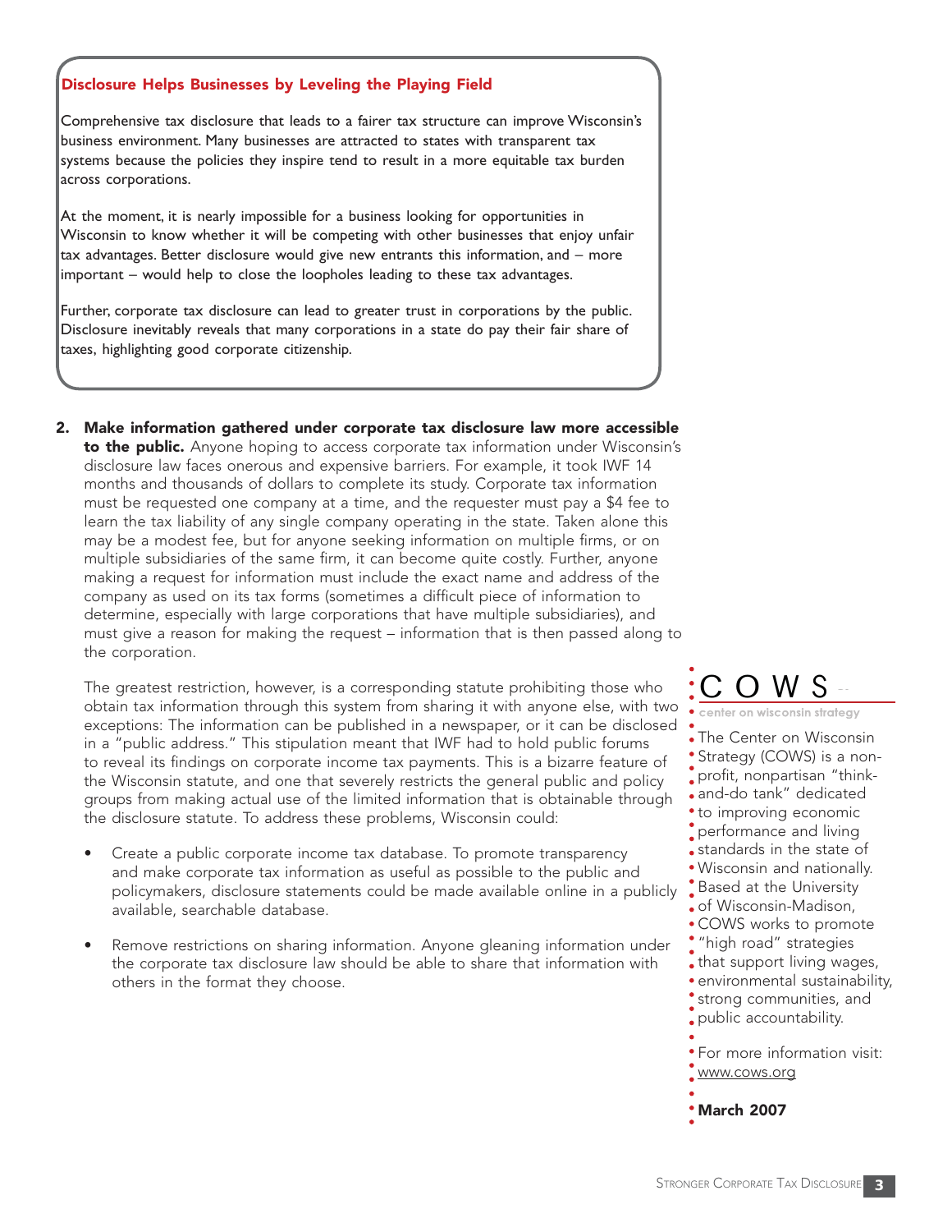### Disclosure Helps Businesses by Leveling the Playing Field

Comprehensive tax disclosure that leads to a fairer tax structure can improve Wisconsin's business environment. Many businesses are attracted to states with transparent tax systems because the policies they inspire tend to result in a more equitable tax burden across corporations.

At the moment, it is nearly impossible for a business looking for opportunities in Wisconsin to know whether it will be competing with other businesses that enjoy unfair tax advantages. Better disclosure would give new entrants this information, and – more important – would help to close the loopholes leading to these tax advantages.

Further, corporate tax disclosure can lead to greater trust in corporations by the public. Disclosure inevitably reveals that many corporations in a state do pay their fair share of taxes, highlighting good corporate citizenship.

2. **Make information gathered under corporate tax disclosure law more accessible to the public.** Anyone hoping to access corporate tax information under Wisconsin's disclosure law faces onerous and expensive barriers. For example, it took IWF 14 months and thousands of dollars to complete its study. Corporate tax information must be requested one company at a time, and the requester must pay a $4 fee to learn the tax liability of any single company operating in the state. Taken alone this may be a modest fee, but for anyone seeking information on multiple firms, or on multiple subsidiaries of the same firm, it can become quite costly. Further, anyone making a request for information must include the exact name and address of the company as used on its tax forms (sometimes a difficult piece of information to determine, especially with large corporations that have multiple subsidiaries), and must give a reason for making the request – information that is then passed along to the corporation.

   The greatest restriction, however, is a corresponding statute prohibiting those who obtain tax information through this system from sharing it with anyone else, with two exceptions: The information can be published in a newspaper, or it can be disclosed in a "public address." This stipulation meant that IWF had to hold public forums to reveal its findings on corporate income tax payments. This is a bizarre feature of the Wisconsin statute, and one that severely restricts the general public and policy groups from making actual use of the limited information that is obtainable through the disclosure statute. To address these problems, Wisconsin could:

   - Create a public corporate income tax database. To promote transparency and make corporate tax information as useful as possible to the public and policymakers, disclosure statements could be made available online in a publicly available, searchable database.

   - Remove restrictions on sharing information. Anyone gleaning information under the corporate tax disclosure law should be able to share that information with others in the format they choose.

COWS

center on wisconsin strategy

The Center on Wisconsin Strategy (COWS) is a non-profit, nonpartisan "think-and-do tank" dedicated to improving economic performance and living standards in the state of Wisconsin and nationally. Based at the University of Wisconsin-Madison, COWS works to promote "high road" strategies that support living wages, environmental sustainability, strong communities, and public accountability.

For more information visit: www.cows.org

**March 2007**